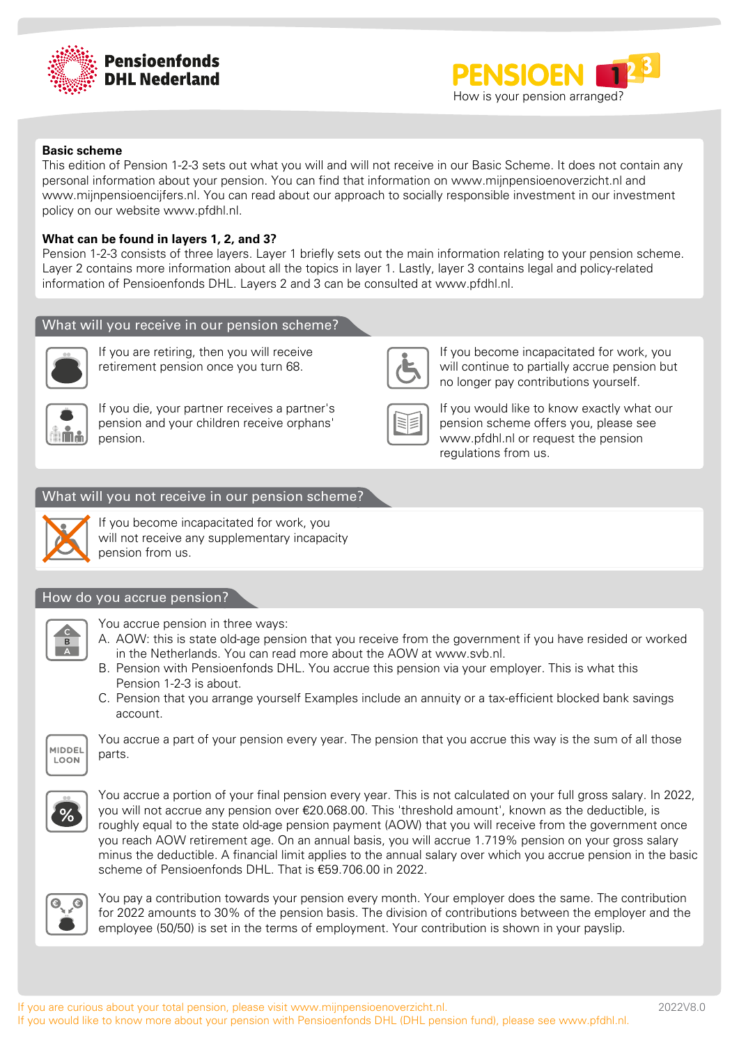**Pensioenfonds DHL Nederland**

# PENSIOEN 1 2 3

How is your pension arranged?

**Basic scheme**

This edition of Pension 1-2-3 sets out what you will and will not receive in our Basic Scheme. It does not contain any personal information about your pension. You can find that information on www.mijnpensioenoverzicht.nl and www.mijnpensioencijfers.nl. You can read about our approach to socially responsible investment in our investment policy on our website www.pfdhl.nl.

**What can be found in layers 1, 2, and 3?**

Pension 1-2-3 consists of three layers. Layer 1 briefly sets out the main information relating to your pension scheme. Layer 2 contains more information about all the topics in layer 1. Lastly, layer 3 contains legal and policy-related information of Pensioenfonds DHL. Layers 2 and 3 can be consulted at www.pfdhl.nl.

## What will you receive in our pension scheme?

If you are retiring, then you will receive retirement pension once you turn 68.

If you become incapacitated for work, you will continue to partially accrue pension but no longer pay contributions yourself.

If you die, your partner receives a partner's pension and your children receive orphans' pension.

If you would like to know exactly what our pension scheme offers you, please see www.pfdhl.nl or request the pension regulations from us.

## What will you not receive in our pension scheme?

If you become incapacitated for work, you will not receive any supplementary incapacity pension from us.

## How do you accrue pension?

You accrue pension in three ways:

A. AOW: this is state old-age pension that you receive from the government if you have resided or worked in the Netherlands. You can read more about the AOW at www.svb.nl.

B. Pension with Pensioenfonds DHL. You accrue this pension via your employer. This is what this Pension 1-2-3 is about.

C. Pension that you arrange yourself Examples include an annuity or a tax-efficient blocked bank savings account.

You accrue a part of your pension every year. The pension that you accrue this way is the sum of all those parts.

You accrue a portion of your final pension every year. This is not calculated on your full gross salary. In 2022, you will not accrue any pension over €20.068.00. This 'threshold amount', known as the deductible, is roughly equal to the state old-age pension payment (AOW) that you will receive from the government once you reach AOW retirement age. On an annual basis, you will accrue 1.719% pension on your gross salary minus the deductible. A financial limit applies to the annual salary over which you accrue pension in the basic scheme of Pensioenfonds DHL. That is €59.706.00 in 2022.

You pay a contribution towards your pension every month. Your employer does the same. The contribution for 2022 amounts to 30% of the pension basis. The division of contributions between the employer and the employee (50/50) is set in the terms of employment. Your contribution is shown in your payslip.

If you are curious about your total pension, please visit www.mijnpensioenoverzicht.nl.
If you would like to know more about your pension with Pensioenfonds DHL (DHL pension fund), please see www.pfdhl.nl.

2022V8.0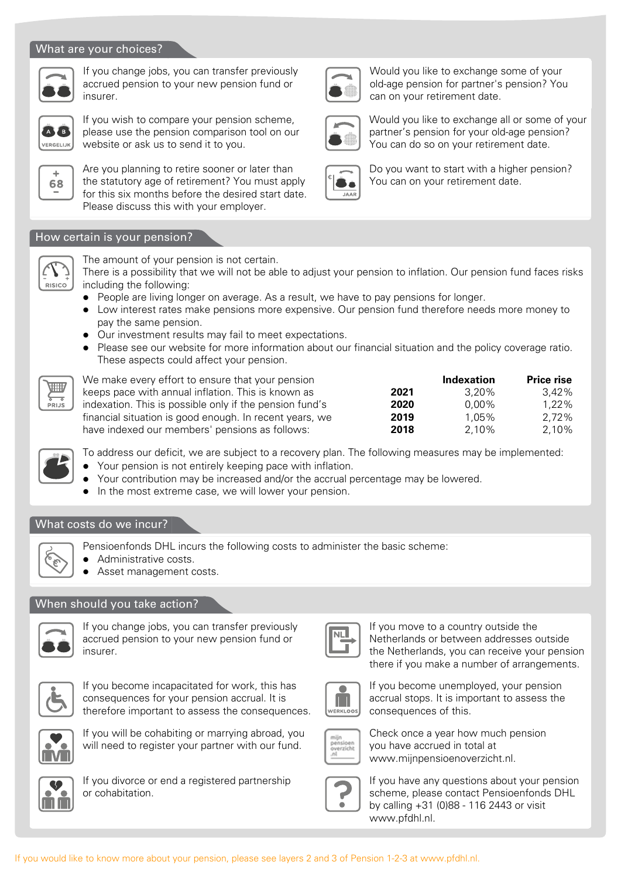## What are your choices?

If you change jobs, you can transfer previously accrued pension to your new pension fund or insurer.

If you wish to compare your pension scheme, please use the pension comparison tool on our website or ask us to send it to you.

Are you planning to retire sooner or later than the statutory age of retirement? You must apply for this six months before the desired start date. Please discuss this with your employer.

Would you like to exchange some of your old-age pension for partner's pension? You can on your retirement date.

Would you like to exchange all or some of your partner's pension for your old-age pension? You can do so on your retirement date.

Do you want to start with a higher pension? You can on your retirement date.

## How certain is your pension?

The amount of your pension is not certain.
There is a possibility that we will not be able to adjust your pension to inflation. Our pension fund faces risks including the following:

- People are living longer on average. As a result, we have to pay pensions for longer.
- Low interest rates make pensions more expensive. Our pension fund therefore needs more money to pay the same pension.
- Our investment results may fail to meet expectations.
- Please see our website for more information about our financial situation and the policy coverage ratio. These aspects could affect your pension.

We make every effort to ensure that your pension keeps pace with annual inflation. This is known as indexation. This is possible only if the pension fund's financial situation is good enough. In recent years, we have indexed our members' pensions as follows:

| | Indexation | Price rise |
|---|---|---|
| **2021** | 3,20% | 3,42% |
| **2020** | 0,00% | 1,22% |
| **2019** | 1,05% | 2,72% |
| **2018** | 2,10% | 2,10% |

To address our deficit, we are subject to a recovery plan. The following measures may be implemented:

- Your pension is not entirely keeping pace with inflation.
- Your contribution may be increased and/or the accrual percentage may be lowered.
- In the most extreme case, we will lower your pension.

## What costs do we incur?

Pensioenfonds DHL incurs the following costs to administer the basic scheme:

- Administrative costs.
- Asset management costs.

## When should you take action?

If you change jobs, you can transfer previously accrued pension to your new pension fund or insurer.

If you become incapacitated for work, this has consequences for your pension accrual. It is therefore important to assess the consequences.

If you will be cohabiting or marrying abroad, you will need to register your partner with our fund.

If you divorce or end a registered partnership or cohabitation.

If you move to a country outside the Netherlands or between addresses outside the Netherlands, you can receive your pension there if you make a number of arrangements.

If you become unemployed, your pension accrual stops. It is important to assess the consequences of this.

Check once a year how much pension you have accrued in total at www.mijnpensioenoverzicht.nl.

If you have any questions about your pension scheme, please contact Pensioenfonds DHL by calling +31 (0)88 - 116 2443 or visit www.pfdhl.nl.

If you would like to know more about your pension, please see layers 2 and 3 of Pension 1-2-3 at www.pfdhl.nl.